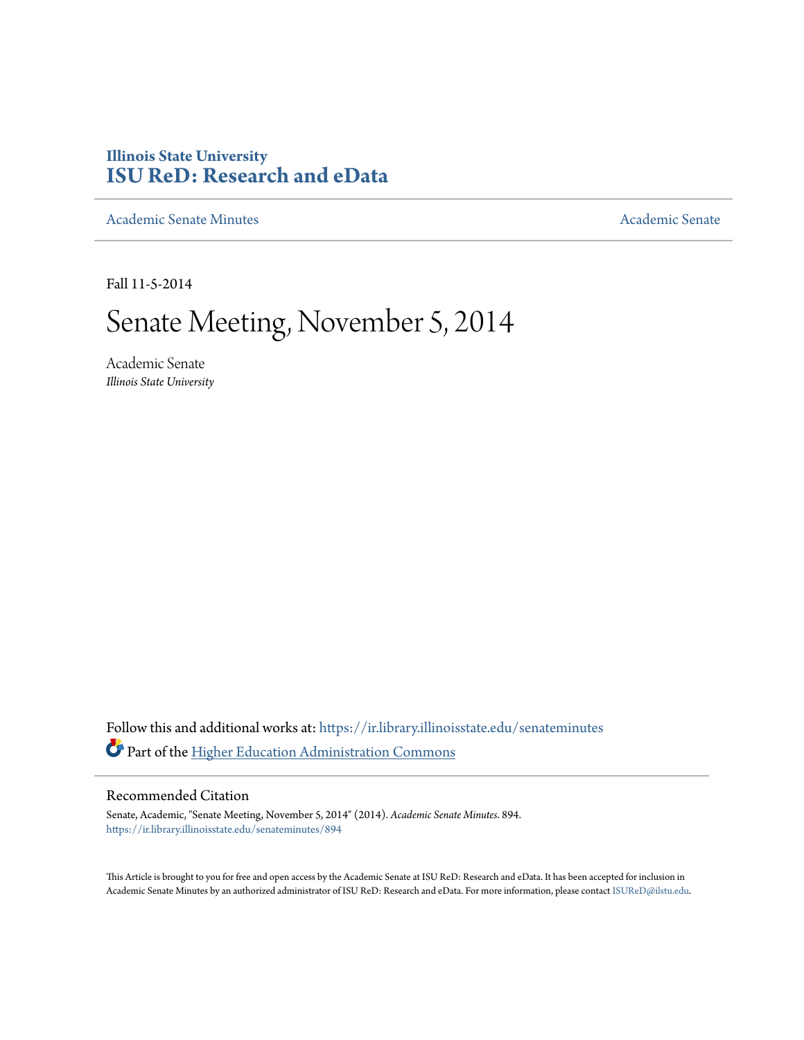**Illinois State University**
**ISU ReD: Research and eData**

Academic Senate Minutes | Academic Senate

Fall 11-5-2014

# Senate Meeting, November 5, 2014

Academic Senate
*Illinois State University*

Follow this and additional works at: https://ir.library.illinoisstate.edu/senateminutes

Part of the Higher Education Administration Commons

## Recommended Citation

Senate, Academic, "Senate Meeting, November 5, 2014" (2014). *Academic Senate Minutes*. 894.
https://ir.library.illinoisstate.edu/senateminutes/894

This Article is brought to you for free and open access by the Academic Senate at ISU ReD: Research and eData. It has been accepted for inclusion in Academic Senate Minutes by an authorized administrator of ISU ReD: Research and eData. For more information, please contact ISUReD@ilstu.edu.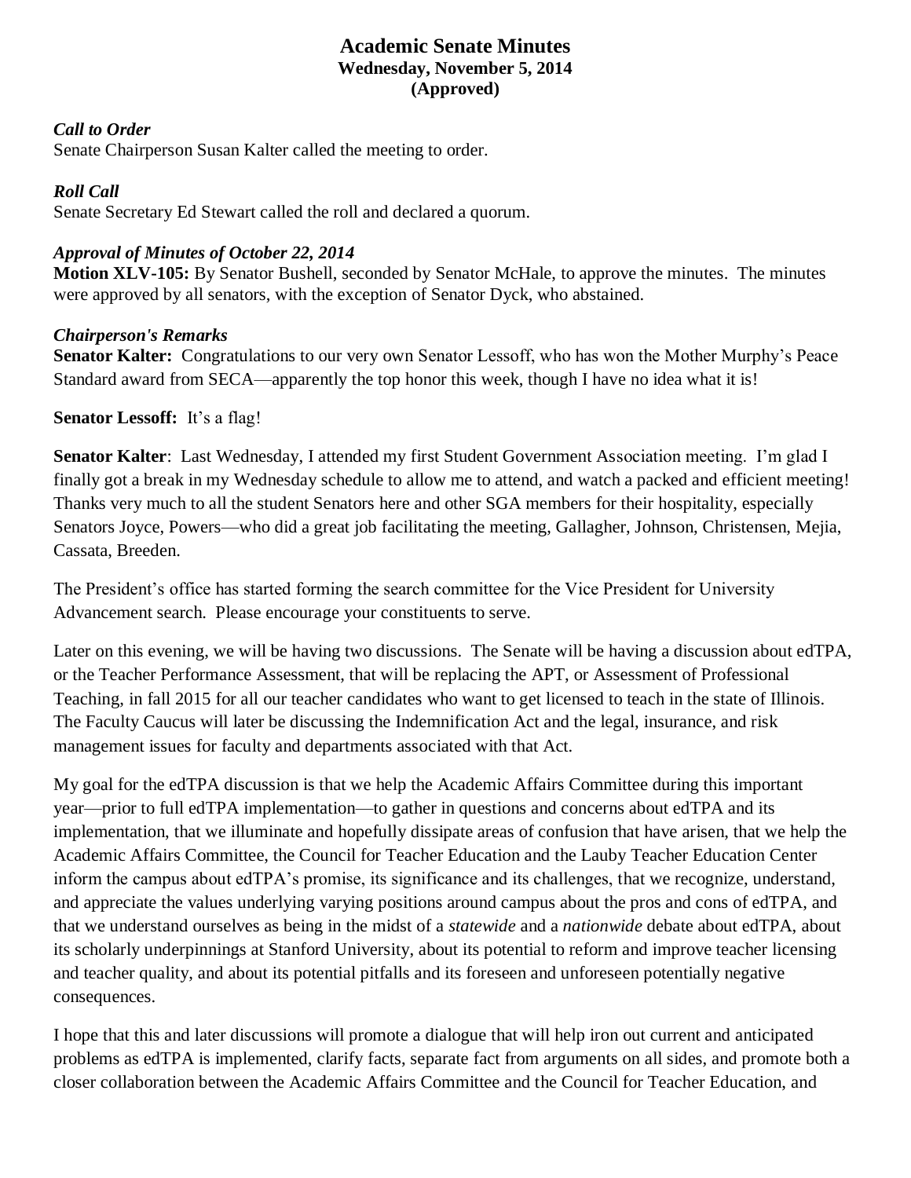# Academic Senate Minutes
## Wednesday, November 5, 2014
## (Approved)

***Call to Order***
Senate Chairperson Susan Kalter called the meeting to order.

***Roll Call***
Senate Secretary Ed Stewart called the roll and declared a quorum.

***Approval of Minutes of October 22, 2014***
**Motion XLV-105:** By Senator Bushell, seconded by Senator McHale, to approve the minutes. The minutes were approved by all senators, with the exception of Senator Dyck, who abstained.

***Chairperson's Remarks***
**Senator Kalter:** Congratulations to our very own Senator Lessoff, who has won the Mother Murphy's Peace Standard award from SECA—apparently the top honor this week, though I have no idea what it is!

**Senator Lessoff:** It's a flag!

**Senator Kalter**: Last Wednesday, I attended my first Student Government Association meeting. I'm glad I finally got a break in my Wednesday schedule to allow me to attend, and watch a packed and efficient meeting! Thanks very much to all the student Senators here and other SGA members for their hospitality, especially Senators Joyce, Powers—who did a great job facilitating the meeting, Gallagher, Johnson, Christensen, Mejia, Cassata, Breeden.

The President's office has started forming the search committee for the Vice President for University Advancement search. Please encourage your constituents to serve.

Later on this evening, we will be having two discussions. The Senate will be having a discussion about edTPA, or the Teacher Performance Assessment, that will be replacing the APT, or Assessment of Professional Teaching, in fall 2015 for all our teacher candidates who want to get licensed to teach in the state of Illinois. The Faculty Caucus will later be discussing the Indemnification Act and the legal, insurance, and risk management issues for faculty and departments associated with that Act.

My goal for the edTPA discussion is that we help the Academic Affairs Committee during this important year—prior to full edTPA implementation—to gather in questions and concerns about edTPA and its implementation, that we illuminate and hopefully dissipate areas of confusion that have arisen, that we help the Academic Affairs Committee, the Council for Teacher Education and the Lauby Teacher Education Center inform the campus about edTPA's promise, its significance and its challenges, that we recognize, understand, and appreciate the values underlying varying positions around campus about the pros and cons of edTPA, and that we understand ourselves as being in the midst of a *statewide* and a *nationwide* debate about edTPA, about its scholarly underpinnings at Stanford University, about its potential to reform and improve teacher licensing and teacher quality, and about its potential pitfalls and its foreseen and unforeseen potentially negative consequences.

I hope that this and later discussions will promote a dialogue that will help iron out current and anticipated problems as edTPA is implemented, clarify facts, separate fact from arguments on all sides, and promote both a closer collaboration between the Academic Affairs Committee and the Council for Teacher Education, and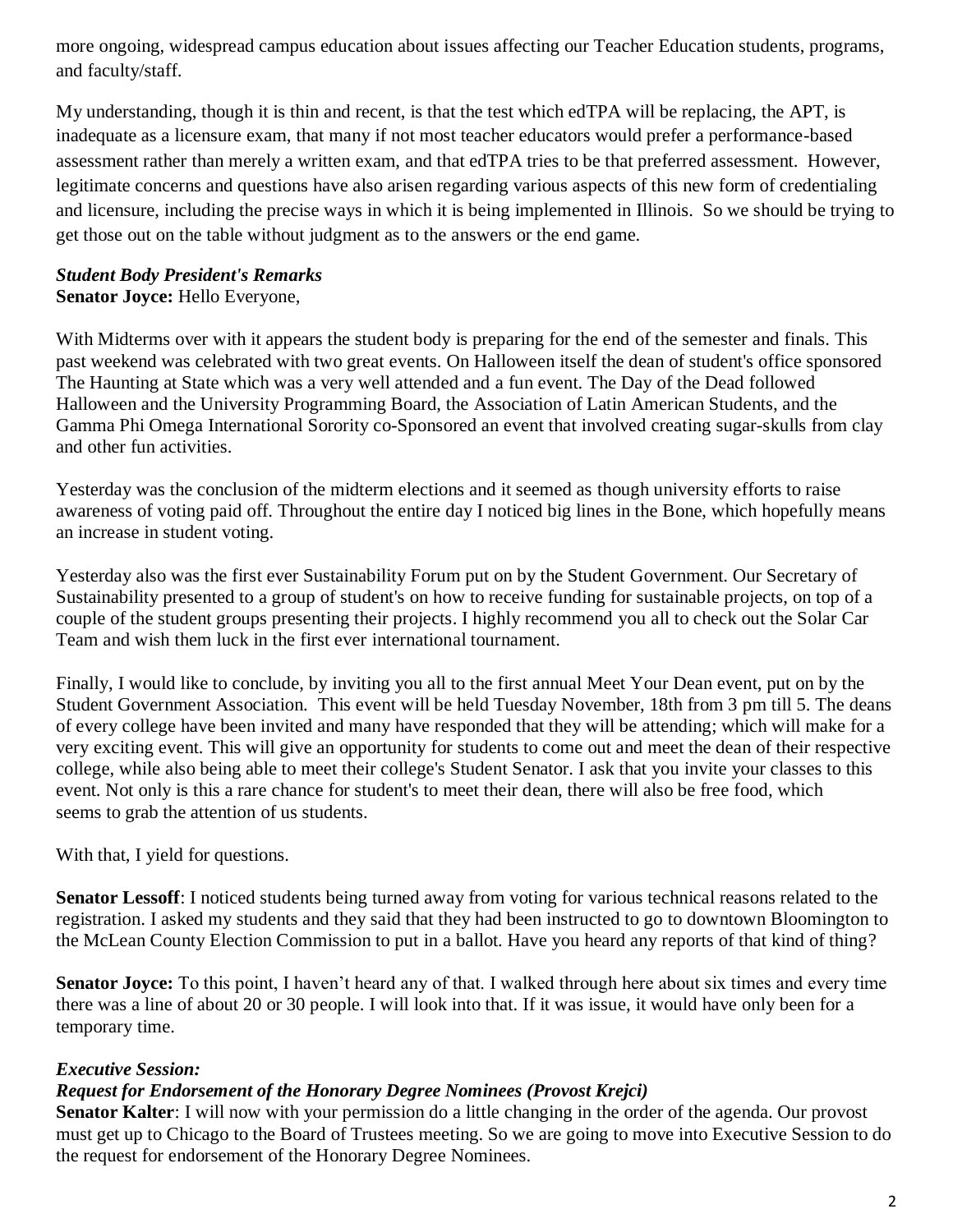more ongoing, widespread campus education about issues affecting our Teacher Education students, programs, and faculty/staff.

My understanding, though it is thin and recent, is that the test which edTPA will be replacing, the APT, is inadequate as a licensure exam, that many if not most teacher educators would prefer a performance-based assessment rather than merely a written exam, and that edTPA tries to be that preferred assessment. However, legitimate concerns and questions have also arisen regarding various aspects of this new form of credentialing and licensure, including the precise ways in which it is being implemented in Illinois. So we should be trying to get those out on the table without judgment as to the answers or the end game.

***Student Body President's Remarks***

**Senator Joyce:** Hello Everyone,

With Midterms over with it appears the student body is preparing for the end of the semester and finals. This past weekend was celebrated with two great events. On Halloween itself the dean of student's office sponsored The Haunting at State which was a very well attended and a fun event. The Day of the Dead followed Halloween and the University Programming Board, the Association of Latin American Students, and the Gamma Phi Omega International Sorority co-Sponsored an event that involved creating sugar-skulls from clay and other fun activities.

Yesterday was the conclusion of the midterm elections and it seemed as though university efforts to raise awareness of voting paid off. Throughout the entire day I noticed big lines in the Bone, which hopefully means an increase in student voting.

Yesterday also was the first ever Sustainability Forum put on by the Student Government. Our Secretary of Sustainability presented to a group of student's on how to receive funding for sustainable projects, on top of a couple of the student groups presenting their projects. I highly recommend you all to check out the Solar Car Team and wish them luck in the first ever international tournament.

Finally, I would like to conclude, by inviting you all to the first annual Meet Your Dean event, put on by the Student Government Association. This event will be held Tuesday November, 18th from 3 pm till 5. The deans of every college have been invited and many have responded that they will be attending; which will make for a very exciting event. This will give an opportunity for students to come out and meet the dean of their respective college, while also being able to meet their college's Student Senator. I ask that you invite your classes to this event. Not only is this a rare chance for student's to meet their dean, there will also be free food, which seems to grab the attention of us students.

With that, I yield for questions.

**Senator Lessoff**: I noticed students being turned away from voting for various technical reasons related to the registration. I asked my students and they said that they had been instructed to go to downtown Bloomington to the McLean County Election Commission to put in a ballot. Have you heard any reports of that kind of thing?

**Senator Joyce:** To this point, I haven't heard any of that. I walked through here about six times and every time there was a line of about 20 or 30 people. I will look into that. If it was issue, it would have only been for a temporary time.

***Executive Session:***

***Request for Endorsement of the Honorary Degree Nominees (Provost Krejci)***

**Senator Kalter**: I will now with your permission do a little changing in the order of the agenda. Our provost must get up to Chicago to the Board of Trustees meeting. So we are going to move into Executive Session to do the request for endorsement of the Honorary Degree Nominees.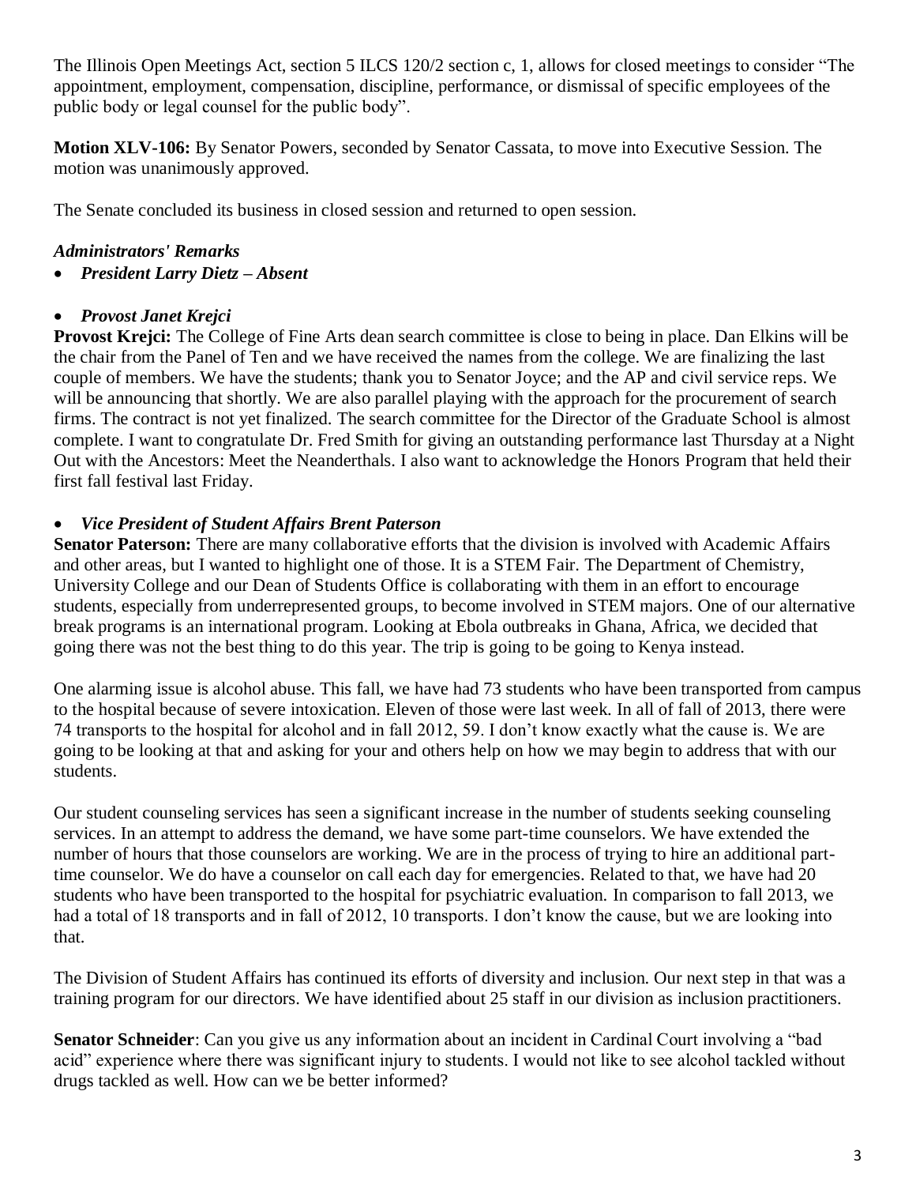The Illinois Open Meetings Act, section 5 ILCS 120/2 section c, 1, allows for closed meetings to consider "The appointment, employment, compensation, discipline, performance, or dismissal of specific employees of the public body or legal counsel for the public body".

**Motion XLV-106:** By Senator Powers, seconded by Senator Cassata, to move into Executive Session. The motion was unanimously approved.

The Senate concluded its business in closed session and returned to open session.

***Administrators' Remarks***

- ***President Larry Dietz – Absent***

- ***Provost Janet Krejci***

**Provost Krejci:** The College of Fine Arts dean search committee is close to being in place. Dan Elkins will be the chair from the Panel of Ten and we have received the names from the college. We are finalizing the last couple of members. We have the students; thank you to Senator Joyce; and the AP and civil service reps. We will be announcing that shortly. We are also parallel playing with the approach for the procurement of search firms. The contract is not yet finalized. The search committee for the Director of the Graduate School is almost complete. I want to congratulate Dr. Fred Smith for giving an outstanding performance last Thursday at a Night Out with the Ancestors: Meet the Neanderthals. I also want to acknowledge the Honors Program that held their first fall festival last Friday.

- ***Vice President of Student Affairs Brent Paterson***

**Senator Paterson:** There are many collaborative efforts that the division is involved with Academic Affairs and other areas, but I wanted to highlight one of those. It is a STEM Fair. The Department of Chemistry, University College and our Dean of Students Office is collaborating with them in an effort to encourage students, especially from underrepresented groups, to become involved in STEM majors. One of our alternative break programs is an international program. Looking at Ebola outbreaks in Ghana, Africa, we decided that going there was not the best thing to do this year. The trip is going to be going to Kenya instead.

One alarming issue is alcohol abuse. This fall, we have had 73 students who have been transported from campus to the hospital because of severe intoxication. Eleven of those were last week. In all of fall of 2013, there were 74 transports to the hospital for alcohol and in fall 2012, 59. I don't know exactly what the cause is. We are going to be looking at that and asking for your and others help on how we may begin to address that with our students.

Our student counseling services has seen a significant increase in the number of students seeking counseling services. In an attempt to address the demand, we have some part-time counselors. We have extended the number of hours that those counselors are working. We are in the process of trying to hire an additional part-time counselor. We do have a counselor on call each day for emergencies. Related to that, we have had 20 students who have been transported to the hospital for psychiatric evaluation. In comparison to fall 2013, we had a total of 18 transports and in fall of 2012, 10 transports. I don't know the cause, but we are looking into that.

The Division of Student Affairs has continued its efforts of diversity and inclusion. Our next step in that was a training program for our directors. We have identified about 25 staff in our division as inclusion practitioners.

**Senator Schneider**: Can you give us any information about an incident in Cardinal Court involving a "bad acid" experience where there was significant injury to students. I would not like to see alcohol tackled without drugs tackled as well. How can we be better informed?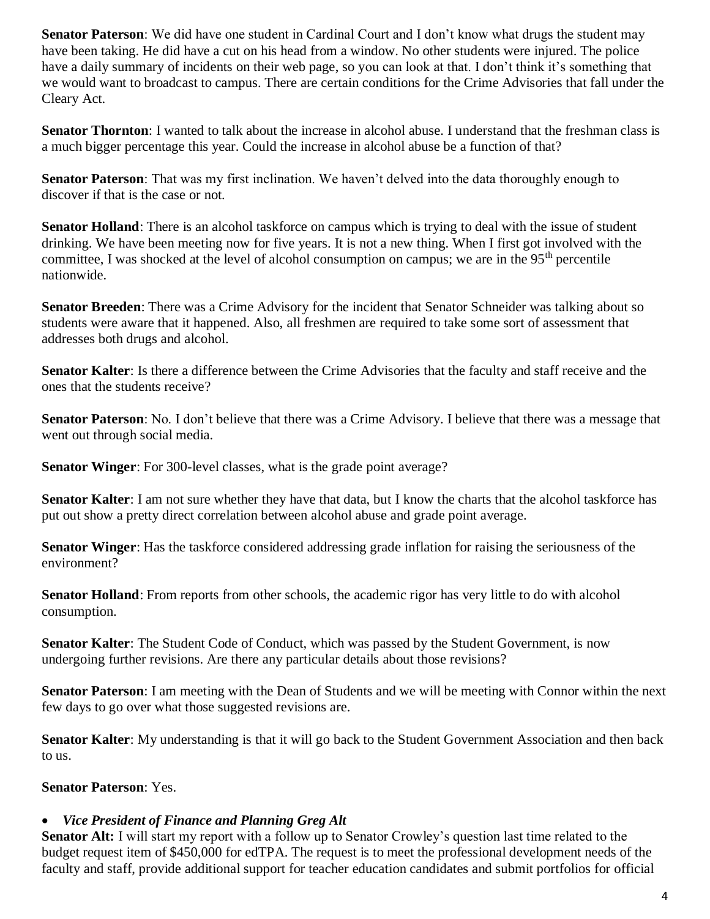**Senator Paterson**: We did have one student in Cardinal Court and I don't know what drugs the student may have been taking. He did have a cut on his head from a window. No other students were injured. The police have a daily summary of incidents on their web page, so you can look at that. I don't think it's something that we would want to broadcast to campus. There are certain conditions for the Crime Advisories that fall under the Cleary Act.

**Senator Thornton**: I wanted to talk about the increase in alcohol abuse. I understand that the freshman class is a much bigger percentage this year. Could the increase in alcohol abuse be a function of that?

**Senator Paterson**: That was my first inclination. We haven't delved into the data thoroughly enough to discover if that is the case or not.

**Senator Holland**: There is an alcohol taskforce on campus which is trying to deal with the issue of student drinking. We have been meeting now for five years. It is not a new thing. When I first got involved with the committee, I was shocked at the level of alcohol consumption on campus; we are in the 95th percentile nationwide.

**Senator Breeden**: There was a Crime Advisory for the incident that Senator Schneider was talking about so students were aware that it happened. Also, all freshmen are required to take some sort of assessment that addresses both drugs and alcohol.

**Senator Kalter**: Is there a difference between the Crime Advisories that the faculty and staff receive and the ones that the students receive?

**Senator Paterson**: No. I don't believe that there was a Crime Advisory. I believe that there was a message that went out through social media.

**Senator Winger**: For 300-level classes, what is the grade point average?

**Senator Kalter**: I am not sure whether they have that data, but I know the charts that the alcohol taskforce has put out show a pretty direct correlation between alcohol abuse and grade point average.

**Senator Winger**: Has the taskforce considered addressing grade inflation for raising the seriousness of the environment?

**Senator Holland**: From reports from other schools, the academic rigor has very little to do with alcohol consumption.

**Senator Kalter**: The Student Code of Conduct, which was passed by the Student Government, is now undergoing further revisions. Are there any particular details about those revisions?

**Senator Paterson**: I am meeting with the Dean of Students and we will be meeting with Connor within the next few days to go over what those suggested revisions are.

**Senator Kalter**: My understanding is that it will go back to the Student Government Association and then back to us.

**Senator Paterson**: Yes.

- ***Vice President of Finance and Planning Greg Alt***

**Senator Alt:** I will start my report with a follow up to Senator Crowley's question last time related to the budget request item of $450,000 for edTPA. The request is to meet the professional development needs of the faculty and staff, provide additional support for teacher education candidates and submit portfolios for official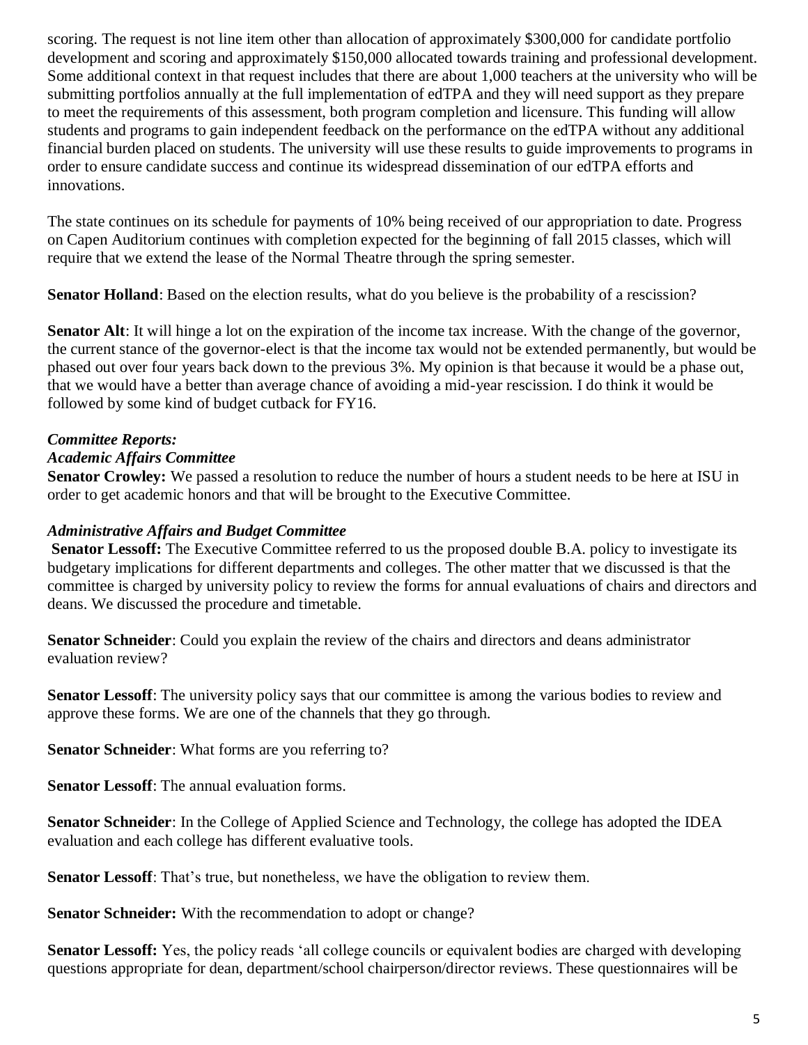scoring. The request is not line item other than allocation of approximately $300,000 for candidate portfolio development and scoring and approximately $150,000 allocated towards training and professional development. Some additional context in that request includes that there are about 1,000 teachers at the university who will be submitting portfolios annually at the full implementation of edTPA and they will need support as they prepare to meet the requirements of this assessment, both program completion and licensure. This funding will allow students and programs to gain independent feedback on the performance on the edTPA without any additional financial burden placed on students. The university will use these results to guide improvements to programs in order to ensure candidate success and continue its widespread dissemination of our edTPA efforts and innovations.

The state continues on its schedule for payments of 10% being received of our appropriation to date. Progress on Capen Auditorium continues with completion expected for the beginning of fall 2015 classes, which will require that we extend the lease of the Normal Theatre through the spring semester.

**Senator Holland**: Based on the election results, what do you believe is the probability of a rescission?

**Senator Alt**: It will hinge a lot on the expiration of the income tax increase. With the change of the governor, the current stance of the governor-elect is that the income tax would not be extended permanently, but would be phased out over four years back down to the previous 3%. My opinion is that because it would be a phase out, that we would have a better than average chance of avoiding a mid-year rescission. I do think it would be followed by some kind of budget cutback for FY16.

***Committee Reports:***

***Academic Affairs Committee***

**Senator Crowley:** We passed a resolution to reduce the number of hours a student needs to be here at ISU in order to get academic honors and that will be brought to the Executive Committee.

***Administrative Affairs and Budget Committee***

**Senator Lessoff:** The Executive Committee referred to us the proposed double B.A. policy to investigate its budgetary implications for different departments and colleges. The other matter that we discussed is that the committee is charged by university policy to review the forms for annual evaluations of chairs and directors and deans. We discussed the procedure and timetable.

**Senator Schneider**: Could you explain the review of the chairs and directors and deans administrator evaluation review?

**Senator Lessoff**: The university policy says that our committee is among the various bodies to review and approve these forms. We are one of the channels that they go through.

**Senator Schneider**: What forms are you referring to?

**Senator Lessoff**: The annual evaluation forms.

**Senator Schneider**: In the College of Applied Science and Technology, the college has adopted the IDEA evaluation and each college has different evaluative tools.

**Senator Lessoff**: That's true, but nonetheless, we have the obligation to review them.

**Senator Schneider:** With the recommendation to adopt or change?

**Senator Lessoff:** Yes, the policy reads 'all college councils or equivalent bodies are charged with developing questions appropriate for dean, department/school chairperson/director reviews. These questionnaires will be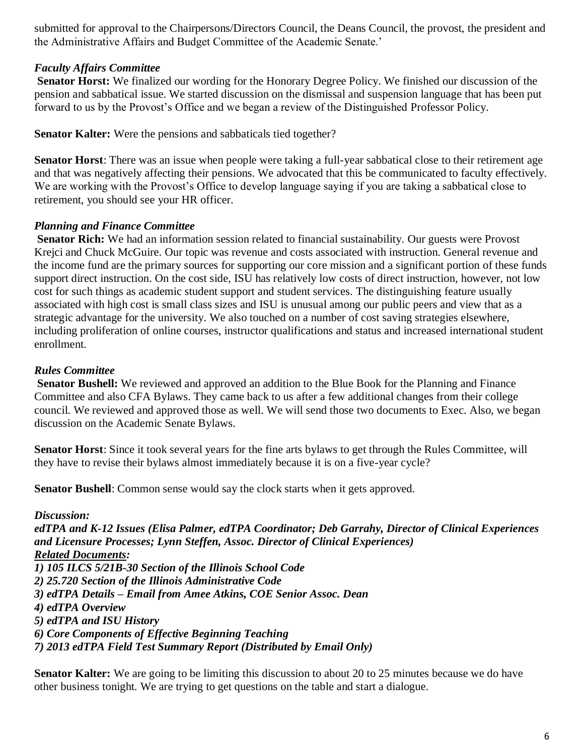submitted for approval to the Chairpersons/Directors Council, the Deans Council, the provost, the president and the Administrative Affairs and Budget Committee of the Academic Senate.'

***Faculty Affairs Committee***

**Senator Horst:** We finalized our wording for the Honorary Degree Policy. We finished our discussion of the pension and sabbatical issue. We started discussion on the dismissal and suspension language that has been put forward to us by the Provost's Office and we began a review of the Distinguished Professor Policy.

**Senator Kalter:** Were the pensions and sabbaticals tied together?

**Senator Horst**: There was an issue when people were taking a full-year sabbatical close to their retirement age and that was negatively affecting their pensions. We advocated that this be communicated to faculty effectively. We are working with the Provost's Office to develop language saying if you are taking a sabbatical close to retirement, you should see your HR officer.

***Planning and Finance Committee***

**Senator Rich:** We had an information session related to financial sustainability. Our guests were Provost Krejci and Chuck McGuire. Our topic was revenue and costs associated with instruction. General revenue and the income fund are the primary sources for supporting our core mission and a significant portion of these funds support direct instruction. On the cost side, ISU has relatively low costs of direct instruction, however, not low cost for such things as academic student support and student services. The distinguishing feature usually associated with high cost is small class sizes and ISU is unusual among our public peers and view that as a strategic advantage for the university. We also touched on a number of cost saving strategies elsewhere, including proliferation of online courses, instructor qualifications and status and increased international student enrollment.

***Rules Committee***

**Senator Bushell:** We reviewed and approved an addition to the Blue Book for the Planning and Finance Committee and also CFA Bylaws. They came back to us after a few additional changes from their college council. We reviewed and approved those as well. We will send those two documents to Exec. Also, we began discussion on the Academic Senate Bylaws.

**Senator Horst**: Since it took several years for the fine arts bylaws to get through the Rules Committee, will they have to revise their bylaws almost immediately because it is on a five-year cycle?

**Senator Bushell**: Common sense would say the clock starts when it gets approved.

***Discussion:***

***edTPA and K-12 Issues (Elisa Palmer, edTPA Coordinator; Deb Garrahy, Director of Clinical Experiences and Licensure Processes; Lynn Steffen, Assoc. Director of Clinical Experiences)***

***Related Documents:***

***1) 105 ILCS 5/21B-30 Section of the Illinois School Code***
***2) 25.720 Section of the Illinois Administrative Code***
***3) edTPA Details – Email from Amee Atkins, COE Senior Assoc. Dean***
***4) edTPA Overview***
***5) edTPA and ISU History***
***6) Core Components of Effective Beginning Teaching***
***7) 2013 edTPA Field Test Summary Report (Distributed by Email Only)***

**Senator Kalter:** We are going to be limiting this discussion to about 20 to 25 minutes because we do have other business tonight. We are trying to get questions on the table and start a dialogue.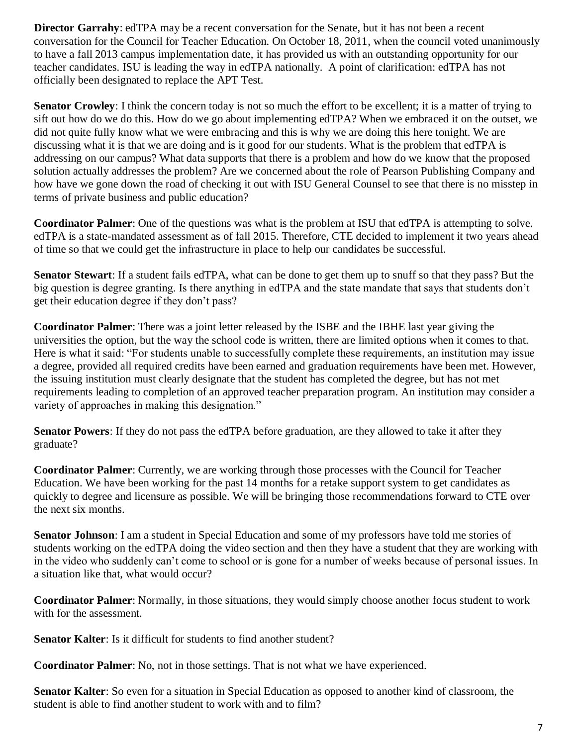**Director Garrahy**: edTPA may be a recent conversation for the Senate, but it has not been a recent conversation for the Council for Teacher Education. On October 18, 2011, when the council voted unanimously to have a fall 2013 campus implementation date, it has provided us with an outstanding opportunity for our teacher candidates. ISU is leading the way in edTPA nationally. A point of clarification: edTPA has not officially been designated to replace the APT Test.

**Senator Crowley**: I think the concern today is not so much the effort to be excellent; it is a matter of trying to sift out how do we do this. How do we go about implementing edTPA? When we embraced it on the outset, we did not quite fully know what we were embracing and this is why we are doing this here tonight. We are discussing what it is that we are doing and is it good for our students. What is the problem that edTPA is addressing on our campus? What data supports that there is a problem and how do we know that the proposed solution actually addresses the problem? Are we concerned about the role of Pearson Publishing Company and how have we gone down the road of checking it out with ISU General Counsel to see that there is no misstep in terms of private business and public education?

**Coordinator Palmer**: One of the questions was what is the problem at ISU that edTPA is attempting to solve. edTPA is a state-mandated assessment as of fall 2015. Therefore, CTE decided to implement it two years ahead of time so that we could get the infrastructure in place to help our candidates be successful.

**Senator Stewart**: If a student fails edTPA, what can be done to get them up to snuff so that they pass? But the big question is degree granting. Is there anything in edTPA and the state mandate that says that students don't get their education degree if they don't pass?

**Coordinator Palmer**: There was a joint letter released by the ISBE and the IBHE last year giving the universities the option, but the way the school code is written, there are limited options when it comes to that. Here is what it said: "For students unable to successfully complete these requirements, an institution may issue a degree, provided all required credits have been earned and graduation requirements have been met. However, the issuing institution must clearly designate that the student has completed the degree, but has not met requirements leading to completion of an approved teacher preparation program. An institution may consider a variety of approaches in making this designation."

**Senator Powers**: If they do not pass the edTPA before graduation, are they allowed to take it after they graduate?

**Coordinator Palmer**: Currently, we are working through those processes with the Council for Teacher Education. We have been working for the past 14 months for a retake support system to get candidates as quickly to degree and licensure as possible. We will be bringing those recommendations forward to CTE over the next six months.

**Senator Johnson**: I am a student in Special Education and some of my professors have told me stories of students working on the edTPA doing the video section and then they have a student that they are working with in the video who suddenly can't come to school or is gone for a number of weeks because of personal issues. In a situation like that, what would occur?

**Coordinator Palmer**: Normally, in those situations, they would simply choose another focus student to work with for the assessment.

**Senator Kalter**: Is it difficult for students to find another student?

**Coordinator Palmer**: No, not in those settings. That is not what we have experienced.

**Senator Kalter**: So even for a situation in Special Education as opposed to another kind of classroom, the student is able to find another student to work with and to film?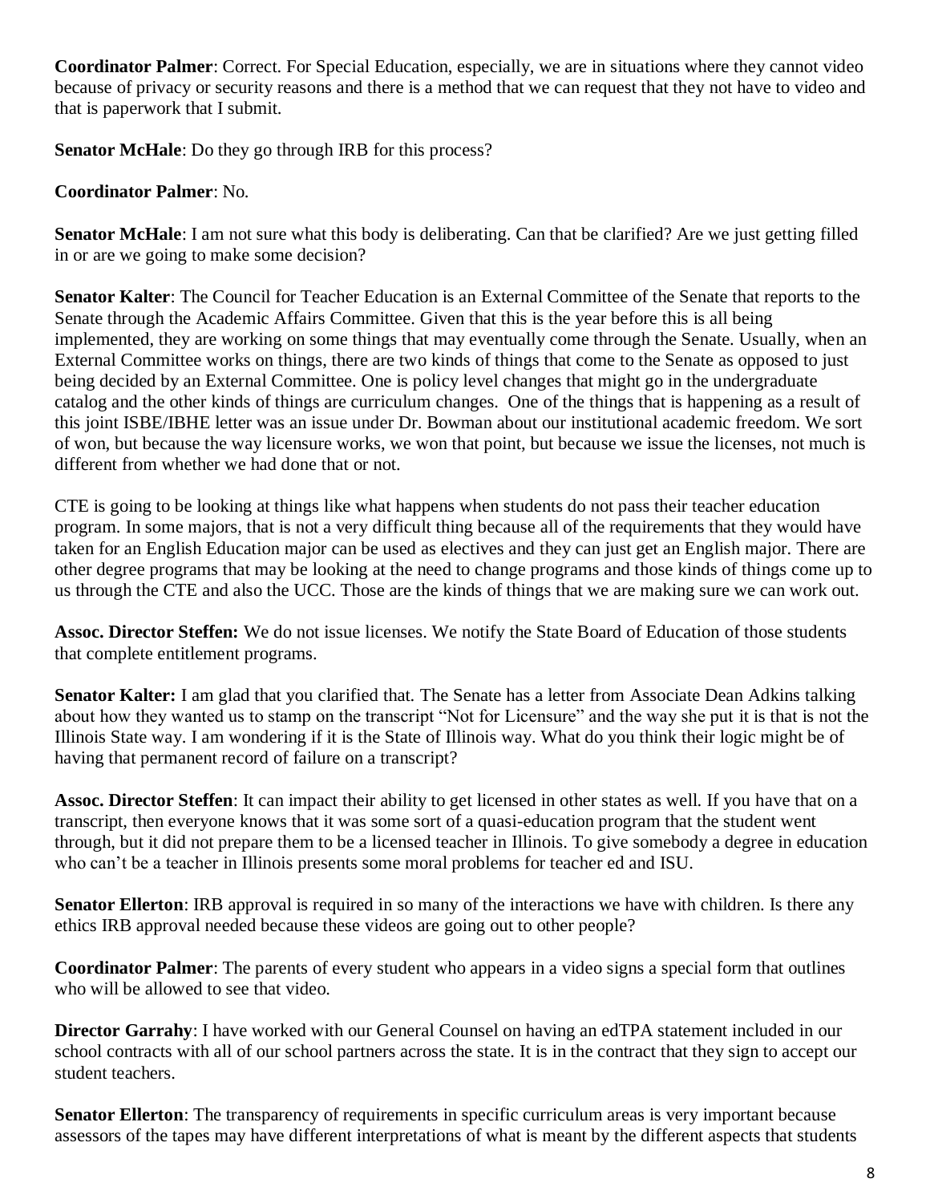**Coordinator Palmer**: Correct. For Special Education, especially, we are in situations where they cannot video because of privacy or security reasons and there is a method that we can request that they not have to video and that is paperwork that I submit.

**Senator McHale**: Do they go through IRB for this process?

**Coordinator Palmer**: No.

**Senator McHale**: I am not sure what this body is deliberating. Can that be clarified? Are we just getting filled in or are we going to make some decision?

**Senator Kalter**: The Council for Teacher Education is an External Committee of the Senate that reports to the Senate through the Academic Affairs Committee. Given that this is the year before this is all being implemented, they are working on some things that may eventually come through the Senate. Usually, when an External Committee works on things, there are two kinds of things that come to the Senate as opposed to just being decided by an External Committee. One is policy level changes that might go in the undergraduate catalog and the other kinds of things are curriculum changes. One of the things that is happening as a result of this joint ISBE/IBHE letter was an issue under Dr. Bowman about our institutional academic freedom. We sort of won, but because the way licensure works, we won that point, but because we issue the licenses, not much is different from whether we had done that or not.

CTE is going to be looking at things like what happens when students do not pass their teacher education program. In some majors, that is not a very difficult thing because all of the requirements that they would have taken for an English Education major can be used as electives and they can just get an English major. There are other degree programs that may be looking at the need to change programs and those kinds of things come up to us through the CTE and also the UCC. Those are the kinds of things that we are making sure we can work out.

**Assoc. Director Steffen:** We do not issue licenses. We notify the State Board of Education of those students that complete entitlement programs.

**Senator Kalter:** I am glad that you clarified that. The Senate has a letter from Associate Dean Adkins talking about how they wanted us to stamp on the transcript "Not for Licensure" and the way she put it is that is not the Illinois State way. I am wondering if it is the State of Illinois way. What do you think their logic might be of having that permanent record of failure on a transcript?

**Assoc. Director Steffen**: It can impact their ability to get licensed in other states as well. If you have that on a transcript, then everyone knows that it was some sort of a quasi-education program that the student went through, but it did not prepare them to be a licensed teacher in Illinois. To give somebody a degree in education who can't be a teacher in Illinois presents some moral problems for teacher ed and ISU.

**Senator Ellerton**: IRB approval is required in so many of the interactions we have with children. Is there any ethics IRB approval needed because these videos are going out to other people?

**Coordinator Palmer**: The parents of every student who appears in a video signs a special form that outlines who will be allowed to see that video.

**Director Garrahy**: I have worked with our General Counsel on having an edTPA statement included in our school contracts with all of our school partners across the state. It is in the contract that they sign to accept our student teachers.

**Senator Ellerton**: The transparency of requirements in specific curriculum areas is very important because assessors of the tapes may have different interpretations of what is meant by the different aspects that students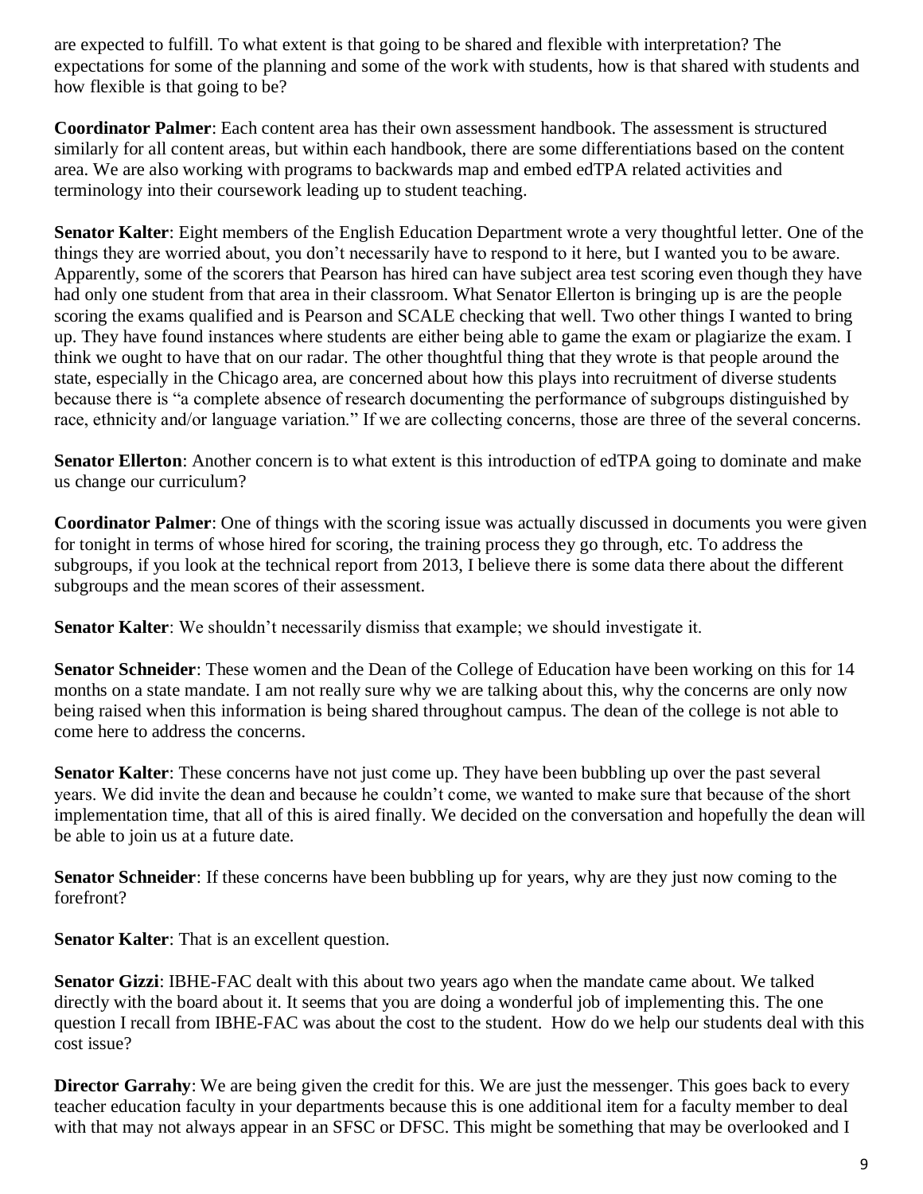are expected to fulfill. To what extent is that going to be shared and flexible with interpretation? The expectations for some of the planning and some of the work with students, how is that shared with students and how flexible is that going to be?

**Coordinator Palmer**: Each content area has their own assessment handbook. The assessment is structured similarly for all content areas, but within each handbook, there are some differentiations based on the content area. We are also working with programs to backwards map and embed edTPA related activities and terminology into their coursework leading up to student teaching.

**Senator Kalter**: Eight members of the English Education Department wrote a very thoughtful letter. One of the things they are worried about, you don't necessarily have to respond to it here, but I wanted you to be aware. Apparently, some of the scorers that Pearson has hired can have subject area test scoring even though they have had only one student from that area in their classroom. What Senator Ellerton is bringing up is are the people scoring the exams qualified and is Pearson and SCALE checking that well. Two other things I wanted to bring up. They have found instances where students are either being able to game the exam or plagiarize the exam. I think we ought to have that on our radar. The other thoughtful thing that they wrote is that people around the state, especially in the Chicago area, are concerned about how this plays into recruitment of diverse students because there is "a complete absence of research documenting the performance of subgroups distinguished by race, ethnicity and/or language variation." If we are collecting concerns, those are three of the several concerns.

**Senator Ellerton**: Another concern is to what extent is this introduction of edTPA going to dominate and make us change our curriculum?

**Coordinator Palmer**: One of things with the scoring issue was actually discussed in documents you were given for tonight in terms of whose hired for scoring, the training process they go through, etc. To address the subgroups, if you look at the technical report from 2013, I believe there is some data there about the different subgroups and the mean scores of their assessment.

**Senator Kalter**: We shouldn't necessarily dismiss that example; we should investigate it.

**Senator Schneider**: These women and the Dean of the College of Education have been working on this for 14 months on a state mandate. I am not really sure why we are talking about this, why the concerns are only now being raised when this information is being shared throughout campus. The dean of the college is not able to come here to address the concerns.

**Senator Kalter**: These concerns have not just come up. They have been bubbling up over the past several years. We did invite the dean and because he couldn't come, we wanted to make sure that because of the short implementation time, that all of this is aired finally. We decided on the conversation and hopefully the dean will be able to join us at a future date.

**Senator Schneider**: If these concerns have been bubbling up for years, why are they just now coming to the forefront?

**Senator Kalter**: That is an excellent question.

**Senator Gizzi**: IBHE-FAC dealt with this about two years ago when the mandate came about. We talked directly with the board about it. It seems that you are doing a wonderful job of implementing this. The one question I recall from IBHE-FAC was about the cost to the student. How do we help our students deal with this cost issue?

**Director Garrahy**: We are being given the credit for this. We are just the messenger. This goes back to every teacher education faculty in your departments because this is one additional item for a faculty member to deal with that may not always appear in an SFSC or DFSC. This might be something that may be overlooked and I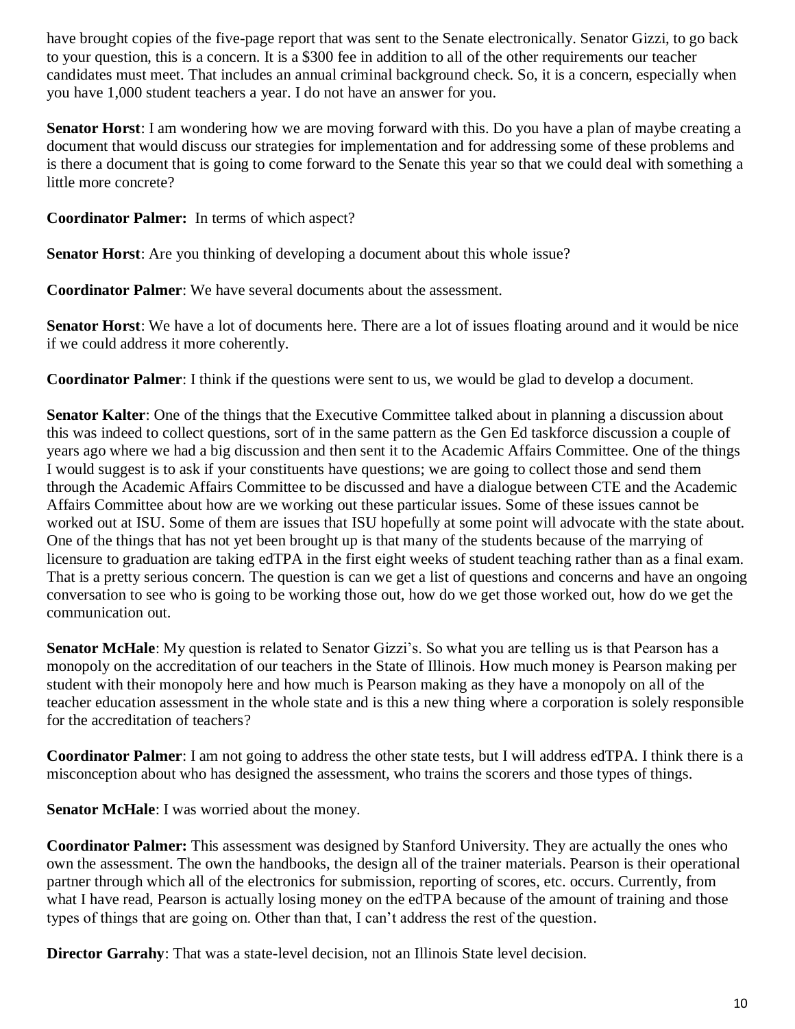have brought copies of the five-page report that was sent to the Senate electronically. Senator Gizzi, to go back to your question, this is a concern. It is a $300 fee in addition to all of the other requirements our teacher candidates must meet. That includes an annual criminal background check. So, it is a concern, especially when you have 1,000 student teachers a year. I do not have an answer for you.

**Senator Horst**: I am wondering how we are moving forward with this. Do you have a plan of maybe creating a document that would discuss our strategies for implementation and for addressing some of these problems and is there a document that is going to come forward to the Senate this year so that we could deal with something a little more concrete?

**Coordinator Palmer:** In terms of which aspect?

**Senator Horst**: Are you thinking of developing a document about this whole issue?

**Coordinator Palmer**: We have several documents about the assessment.

**Senator Horst**: We have a lot of documents here. There are a lot of issues floating around and it would be nice if we could address it more coherently.

**Coordinator Palmer**: I think if the questions were sent to us, we would be glad to develop a document.

**Senator Kalter**: One of the things that the Executive Committee talked about in planning a discussion about this was indeed to collect questions, sort of in the same pattern as the Gen Ed taskforce discussion a couple of years ago where we had a big discussion and then sent it to the Academic Affairs Committee. One of the things I would suggest is to ask if your constituents have questions; we are going to collect those and send them through the Academic Affairs Committee to be discussed and have a dialogue between CTE and the Academic Affairs Committee about how are we working out these particular issues. Some of these issues cannot be worked out at ISU. Some of them are issues that ISU hopefully at some point will advocate with the state about. One of the things that has not yet been brought up is that many of the students because of the marrying of licensure to graduation are taking edTPA in the first eight weeks of student teaching rather than as a final exam. That is a pretty serious concern. The question is can we get a list of questions and concerns and have an ongoing conversation to see who is going to be working those out, how do we get those worked out, how do we get the communication out.

**Senator McHale**: My question is related to Senator Gizzi's. So what you are telling us is that Pearson has a monopoly on the accreditation of our teachers in the State of Illinois. How much money is Pearson making per student with their monopoly here and how much is Pearson making as they have a monopoly on all of the teacher education assessment in the whole state and is this a new thing where a corporation is solely responsible for the accreditation of teachers?

**Coordinator Palmer**: I am not going to address the other state tests, but I will address edTPA. I think there is a misconception about who has designed the assessment, who trains the scorers and those types of things.

**Senator McHale**: I was worried about the money.

**Coordinator Palmer:** This assessment was designed by Stanford University. They are actually the ones who own the assessment. The own the handbooks, the design all of the trainer materials. Pearson is their operational partner through which all of the electronics for submission, reporting of scores, etc. occurs. Currently, from what I have read, Pearson is actually losing money on the edTPA because of the amount of training and those types of things that are going on. Other than that, I can't address the rest of the question.

**Director Garrahy**: That was a state-level decision, not an Illinois State level decision.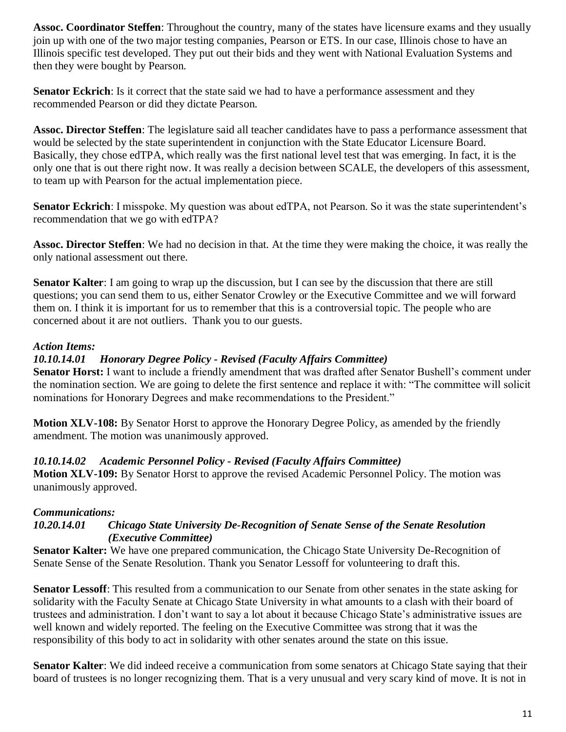**Assoc. Coordinator Steffen**: Throughout the country, many of the states have licensure exams and they usually join up with one of the two major testing companies, Pearson or ETS. In our case, Illinois chose to have an Illinois specific test developed. They put out their bids and they went with National Evaluation Systems and then they were bought by Pearson.

**Senator Eckrich**: Is it correct that the state said we had to have a performance assessment and they recommended Pearson or did they dictate Pearson.

**Assoc. Director Steffen**: The legislature said all teacher candidates have to pass a performance assessment that would be selected by the state superintendent in conjunction with the State Educator Licensure Board. Basically, they chose edTPA, which really was the first national level test that was emerging. In fact, it is the only one that is out there right now. It was really a decision between SCALE, the developers of this assessment, to team up with Pearson for the actual implementation piece.

**Senator Eckrich**: I misspoke. My question was about edTPA, not Pearson. So it was the state superintendent's recommendation that we go with edTPA?

**Assoc. Director Steffen**: We had no decision in that. At the time they were making the choice, it was really the only national assessment out there.

**Senator Kalter**: I am going to wrap up the discussion, but I can see by the discussion that there are still questions; you can send them to us, either Senator Crowley or the Executive Committee and we will forward them on. I think it is important for us to remember that this is a controversial topic. The people who are concerned about it are not outliers. Thank you to our guests.

***Action Items:***

***10.10.14.01 Honorary Degree Policy - Revised (Faculty Affairs Committee)***

**Senator Horst:** I want to include a friendly amendment that was drafted after Senator Bushell's comment under the nomination section. We are going to delete the first sentence and replace it with: "The committee will solicit nominations for Honorary Degrees and make recommendations to the President."

**Motion XLV-108:** By Senator Horst to approve the Honorary Degree Policy, as amended by the friendly amendment. The motion was unanimously approved.

***10.10.14.02 Academic Personnel Policy - Revised (Faculty Affairs Committee)***

**Motion XLV-109:** By Senator Horst to approve the revised Academic Personnel Policy. The motion was unanimously approved.

***Communications:***

***10.20.14.01 Chicago State University De-Recognition of Senate Sense of the Senate Resolution (Executive Committee)***

**Senator Kalter:** We have one prepared communication, the Chicago State University De-Recognition of Senate Sense of the Senate Resolution. Thank you Senator Lessoff for volunteering to draft this.

**Senator Lessoff**: This resulted from a communication to our Senate from other senates in the state asking for solidarity with the Faculty Senate at Chicago State University in what amounts to a clash with their board of trustees and administration. I don't want to say a lot about it because Chicago State's administrative issues are well known and widely reported. The feeling on the Executive Committee was strong that it was the responsibility of this body to act in solidarity with other senates around the state on this issue.

**Senator Kalter**: We did indeed receive a communication from some senators at Chicago State saying that their board of trustees is no longer recognizing them. That is a very unusual and very scary kind of move. It is not in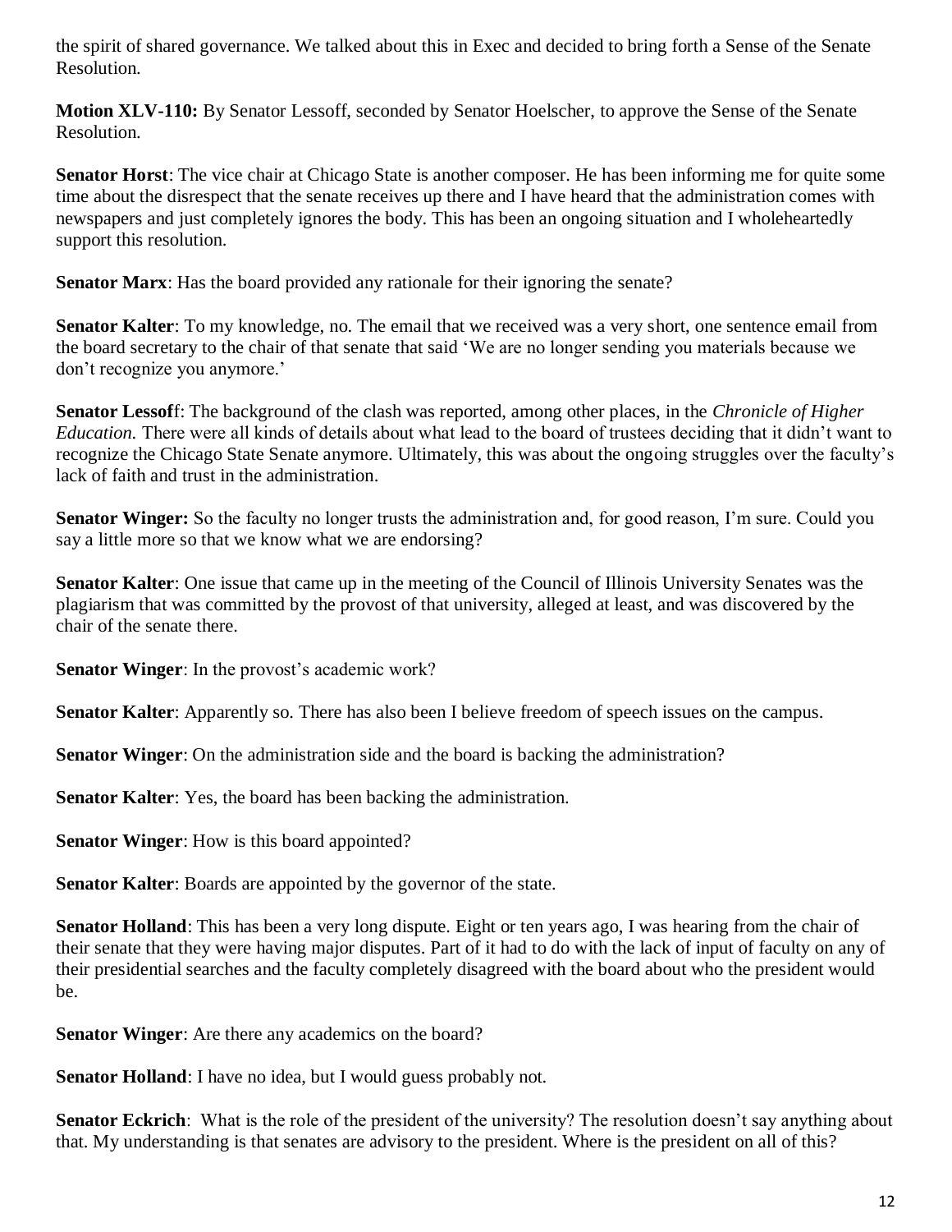the spirit of shared governance. We talked about this in Exec and decided to bring forth a Sense of the Senate Resolution.

**Motion XLV-110:** By Senator Lessoff, seconded by Senator Hoelscher, to approve the Sense of the Senate Resolution.

**Senator Horst**: The vice chair at Chicago State is another composer. He has been informing me for quite some time about the disrespect that the senate receives up there and I have heard that the administration comes with newspapers and just completely ignores the body. This has been an ongoing situation and I wholeheartedly support this resolution.

**Senator Marx**: Has the board provided any rationale for their ignoring the senate?

**Senator Kalter**: To my knowledge, no. The email that we received was a very short, one sentence email from the board secretary to the chair of that senate that said 'We are no longer sending you materials because we don't recognize you anymore.'

**Senator Lessoff**: The background of the clash was reported, among other places, in the *Chronicle of Higher Education.* There were all kinds of details about what lead to the board of trustees deciding that it didn't want to recognize the Chicago State Senate anymore. Ultimately, this was about the ongoing struggles over the faculty's lack of faith and trust in the administration.

**Senator Winger:** So the faculty no longer trusts the administration and, for good reason, I'm sure. Could you say a little more so that we know what we are endorsing?

**Senator Kalter**: One issue that came up in the meeting of the Council of Illinois University Senates was the plagiarism that was committed by the provost of that university, alleged at least, and was discovered by the chair of the senate there.

**Senator Winger**: In the provost's academic work?

**Senator Kalter**: Apparently so. There has also been I believe freedom of speech issues on the campus.

**Senator Winger**: On the administration side and the board is backing the administration?

**Senator Kalter**: Yes, the board has been backing the administration.

**Senator Winger**: How is this board appointed?

**Senator Kalter**: Boards are appointed by the governor of the state.

**Senator Holland**: This has been a very long dispute. Eight or ten years ago, I was hearing from the chair of their senate that they were having major disputes. Part of it had to do with the lack of input of faculty on any of their presidential searches and the faculty completely disagreed with the board about who the president would be.

**Senator Winger**: Are there any academics on the board?

**Senator Holland**: I have no idea, but I would guess probably not.

**Senator Eckrich**: What is the role of the president of the university? The resolution doesn't say anything about that. My understanding is that senates are advisory to the president. Where is the president on all of this?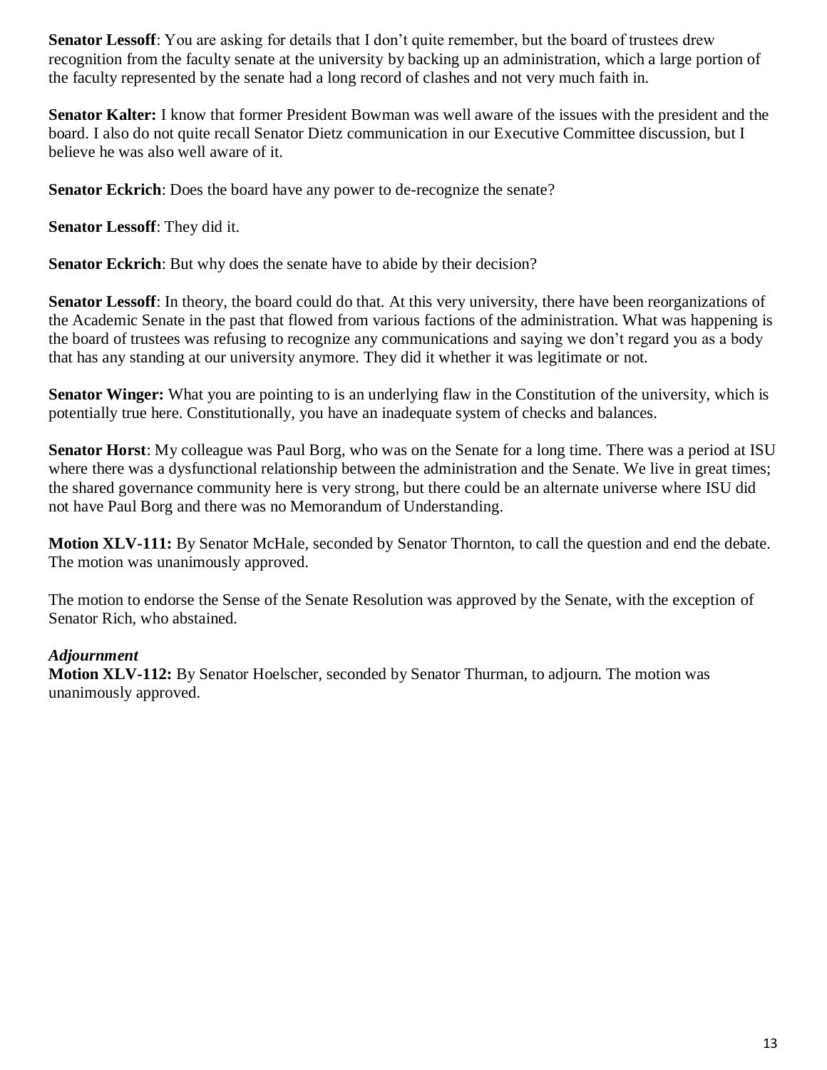**Senator Lessoff**: You are asking for details that I don't quite remember, but the board of trustees drew recognition from the faculty senate at the university by backing up an administration, which a large portion of the faculty represented by the senate had a long record of clashes and not very much faith in.

**Senator Kalter:** I know that former President Bowman was well aware of the issues with the president and the board. I also do not quite recall Senator Dietz communication in our Executive Committee discussion, but I believe he was also well aware of it.

**Senator Eckrich**: Does the board have any power to de-recognize the senate?

**Senator Lessoff**: They did it.

**Senator Eckrich**: But why does the senate have to abide by their decision?

**Senator Lessoff**: In theory, the board could do that. At this very university, there have been reorganizations of the Academic Senate in the past that flowed from various factions of the administration. What was happening is the board of trustees was refusing to recognize any communications and saying we don't regard you as a body that has any standing at our university anymore. They did it whether it was legitimate or not.

**Senator Winger:** What you are pointing to is an underlying flaw in the Constitution of the university, which is potentially true here. Constitutionally, you have an inadequate system of checks and balances.

**Senator Horst**: My colleague was Paul Borg, who was on the Senate for a long time. There was a period at ISU where there was a dysfunctional relationship between the administration and the Senate. We live in great times; the shared governance community here is very strong, but there could be an alternate universe where ISU did not have Paul Borg and there was no Memorandum of Understanding.

**Motion XLV-111:** By Senator McHale, seconded by Senator Thornton, to call the question and end the debate. The motion was unanimously approved.

The motion to endorse the Sense of the Senate Resolution was approved by the Senate, with the exception of Senator Rich, who abstained.

***Adjournment***

**Motion XLV-112:** By Senator Hoelscher, seconded by Senator Thurman, to adjourn. The motion was unanimously approved.